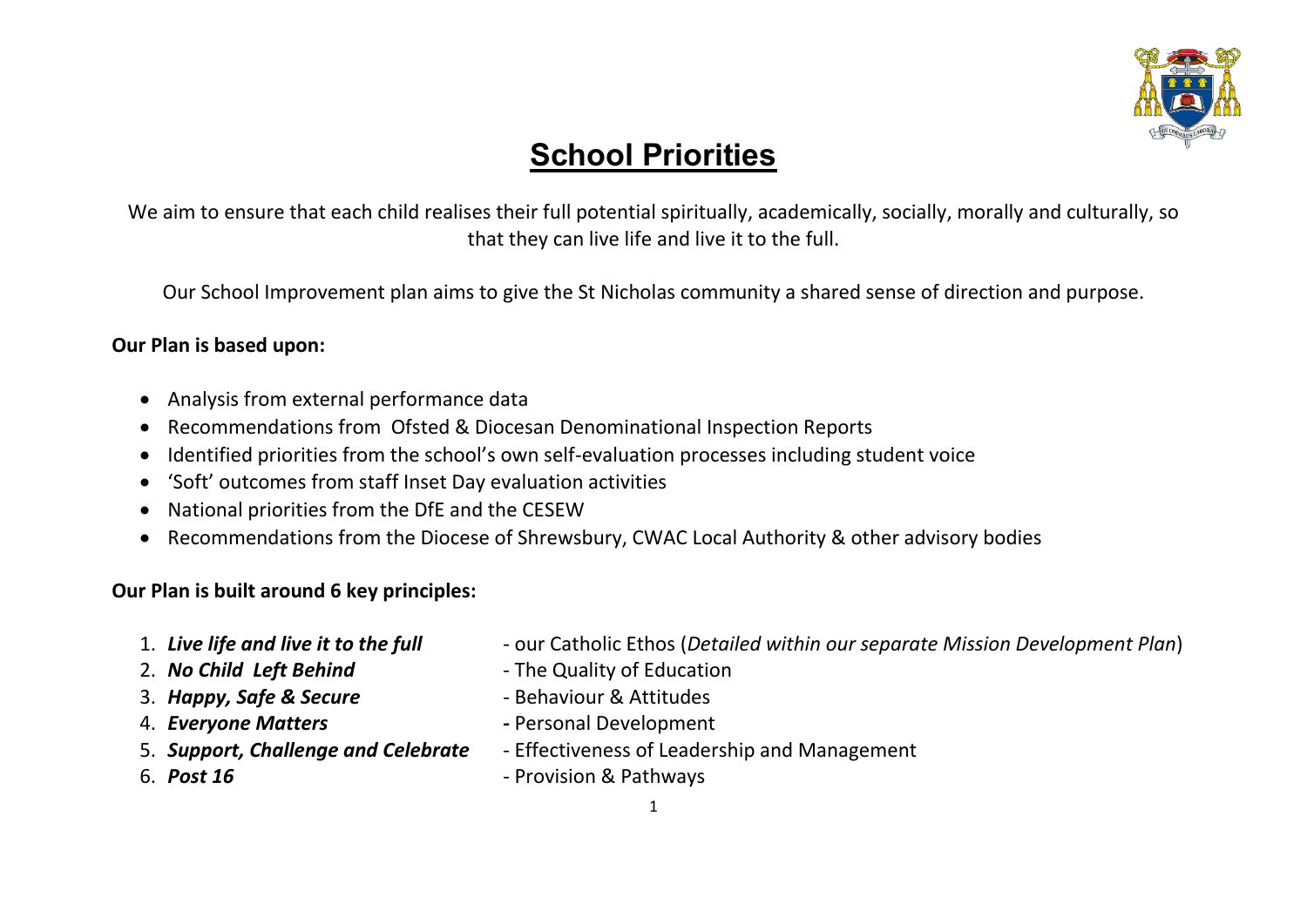# School Priorities

We aim to ensure that each child realises their full potential spiritually, academically, socially, morally and culturally, so that they can live life and live it to the full.

Our School Improvement plan aims to give the St Nicholas community a shared sense of direction and purpose.

**Our Plan is based upon:**

- Analysis from external performance data
- Recommendations from Ofsted & Diocesan Denominational Inspection Reports
- Identified priorities from the school's own self-evaluation processes including student voice
- 'Soft' outcomes from staff Inset Day evaluation activities
- National priorities from the DfE and the CESEW
- Recommendations from the Diocese of Shrewsbury, CWAC Local Authority & other advisory bodies

**Our Plan is built around 6 key principles:**

1. ***Live life and live it to the full*** - our Catholic Ethos (*Detailed within our separate Mission Development Plan*)
2. ***No Child Left Behind*** - The Quality of Education
3. ***Happy, Safe & Secure*** - Behaviour & Attitudes
4. ***Everyone Matters*** - Personal Development
5. ***Support, Challenge and Celebrate*** - Effectiveness of Leadership and Management
6. ***Post 16*** - Provision & Pathways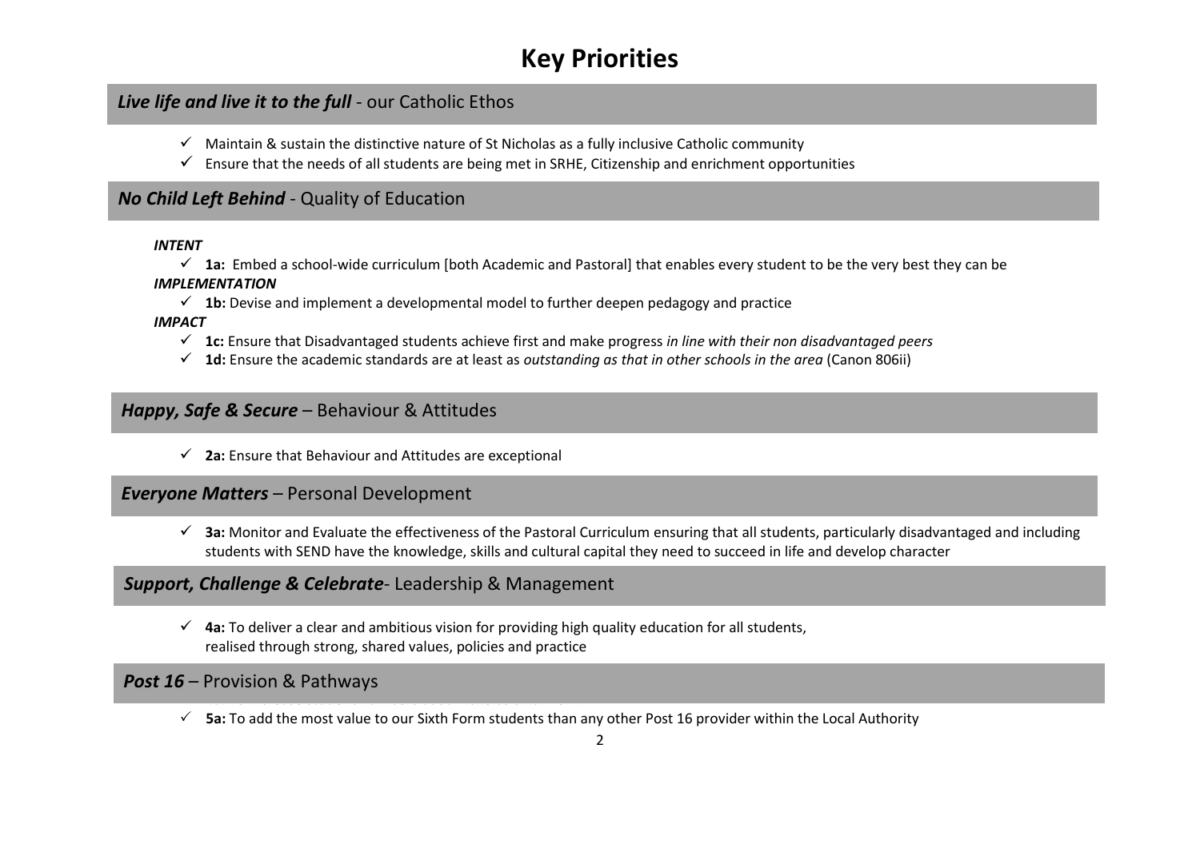# Key Priorities

## *Live life and live it to the full* - our Catholic Ethos

- ✓ Maintain & sustain the distinctive nature of St Nicholas as a fully inclusive Catholic community
- ✓ Ensure that the needs of all students are being met in SRHE, Citizenship and enrichment opportunities

## *No Child Left Behind* - Quality of Education

***INTENT***

- ✓ **1a:** Embed a school-wide curriculum [both Academic and Pastoral] that enables every student to be the very best they can be

***IMPLEMENTATION***

- ✓ **1b:** Devise and implement a developmental model to further deepen pedagogy and practice

***IMPACT***

- ✓ **1c:** Ensure that Disadvantaged students achieve first and make progress *in line with their non disadvantaged peers*
- ✓ **1d:** Ensure the academic standards are at least as *outstanding as that in other schools in the area* (Canon 806ii)

## *Happy, Safe & Secure* – Behaviour & Attitudes

- ✓ **2a:** Ensure that Behaviour and Attitudes are exceptional

## *Everyone Matters* – Personal Development

- ✓ **3a:** Monitor and Evaluate the effectiveness of the Pastoral Curriculum ensuring that all students, particularly disadvantaged and including students with SEND have the knowledge, skills and cultural capital they need to succeed in life and develop character

## *Support, Challenge & Celebrate*- Leadership & Management

- ✓ **4a:** To deliver a clear and ambitious vision for providing high quality education for all students, realised through strong, shared values, policies and practice

## *Post 16* – Provision & Pathways

- ✓ **5a:** To add the most value to our Sixth Form students than any other Post 16 provider within the Local Authority